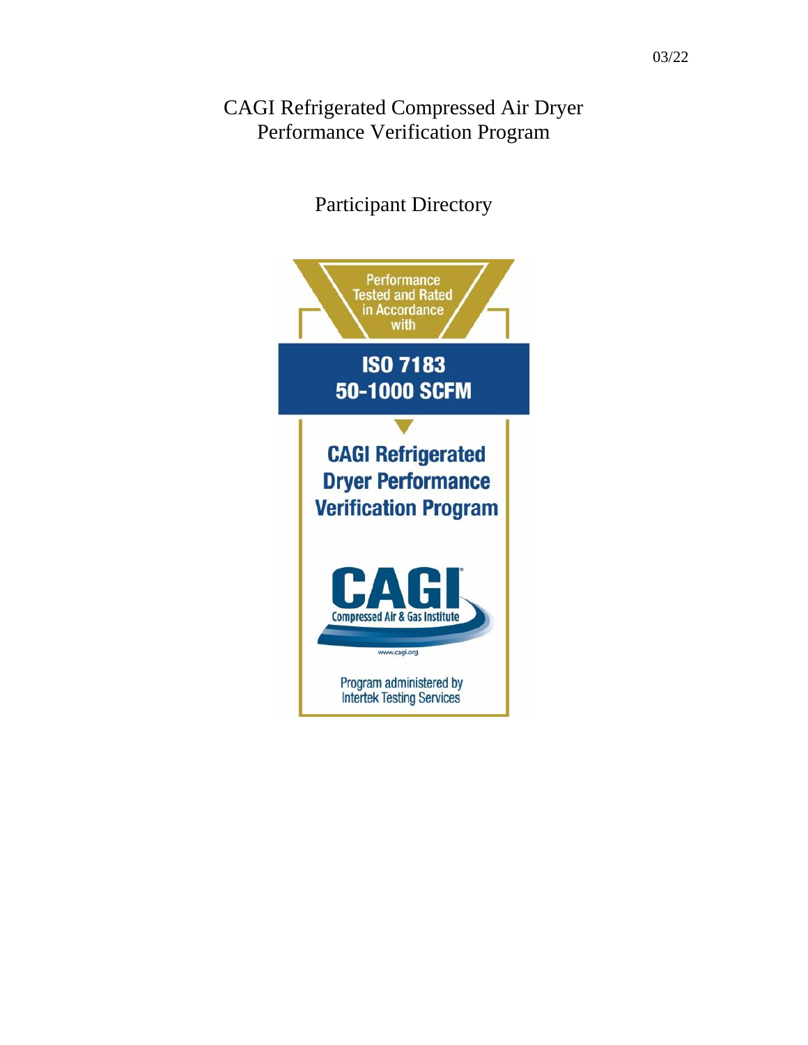03/22

# CAGI Refrigerated Compressed Air Dryer Performance Verification Program

## Participant Directory

Performance Tested and Rated in Accordance with

**ISO 7183**
**50-1000 SCFM**

**CAGI Refrigerated Dryer Performance Verification Program**

**CAGI**
Compressed Air & Gas Institute

www.cagi.org

Program administered by Intertek Testing Services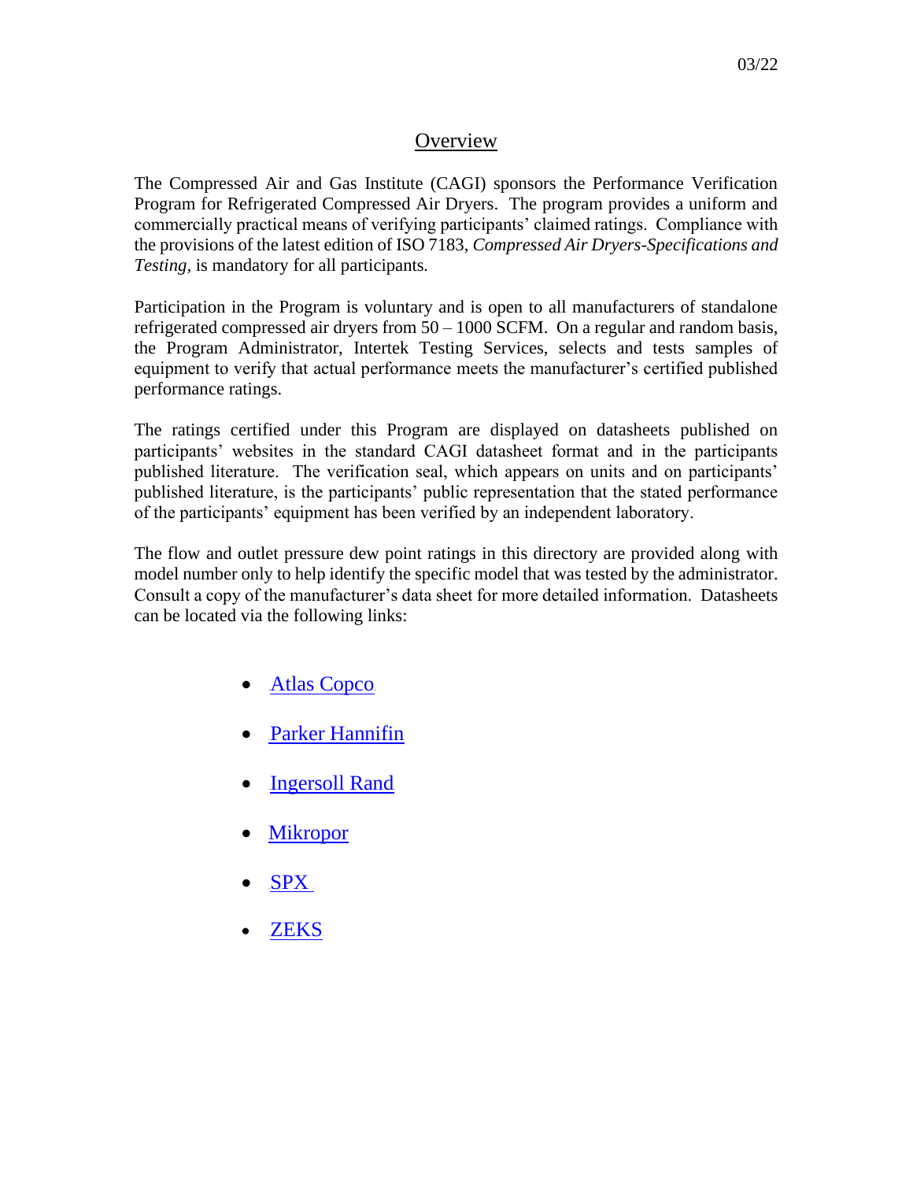03/22

## Overview

The Compressed Air and Gas Institute (CAGI) sponsors the Performance Verification Program for Refrigerated Compressed Air Dryers. The program provides a uniform and commercially practical means of verifying participants' claimed ratings. Compliance with the provisions of the latest edition of ISO 7183, *Compressed Air Dryers-Specifications and Testing*, is mandatory for all participants.

Participation in the Program is voluntary and is open to all manufacturers of standalone refrigerated compressed air dryers from 50 – 1000 SCFM. On a regular and random basis, the Program Administrator, Intertek Testing Services, selects and tests samples of equipment to verify that actual performance meets the manufacturer's certified published performance ratings.

The ratings certified under this Program are displayed on datasheets published on participants' websites in the standard CAGI datasheet format and in the participants published literature. The verification seal, which appears on units and on participants' published literature, is the participants' public representation that the stated performance of the participants' equipment has been verified by an independent laboratory.

The flow and outlet pressure dew point ratings in this directory are provided along with model number only to help identify the specific model that was tested by the administrator. Consult a copy of the manufacturer's data sheet for more detailed information. Datasheets can be located via the following links:

- Atlas Copco
- Parker Hannifin
- Ingersoll Rand
- Mikropor
- SPX
- ZEKS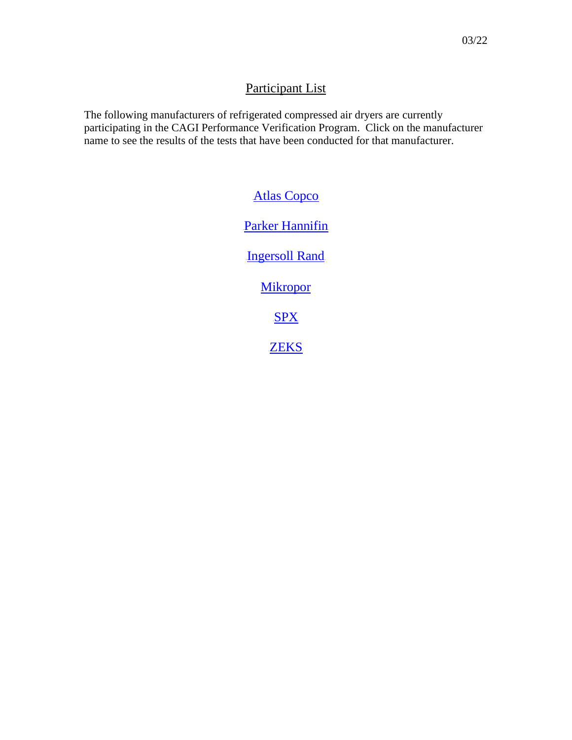03/22

## Participant List

The following manufacturers of refrigerated compressed air dryers are currently participating in the CAGI Performance Verification Program. Click on the manufacturer name to see the results of the tests that have been conducted for that manufacturer.

Atlas Copco

Parker Hannifin

Ingersoll Rand

Mikropor

SPX

ZEKS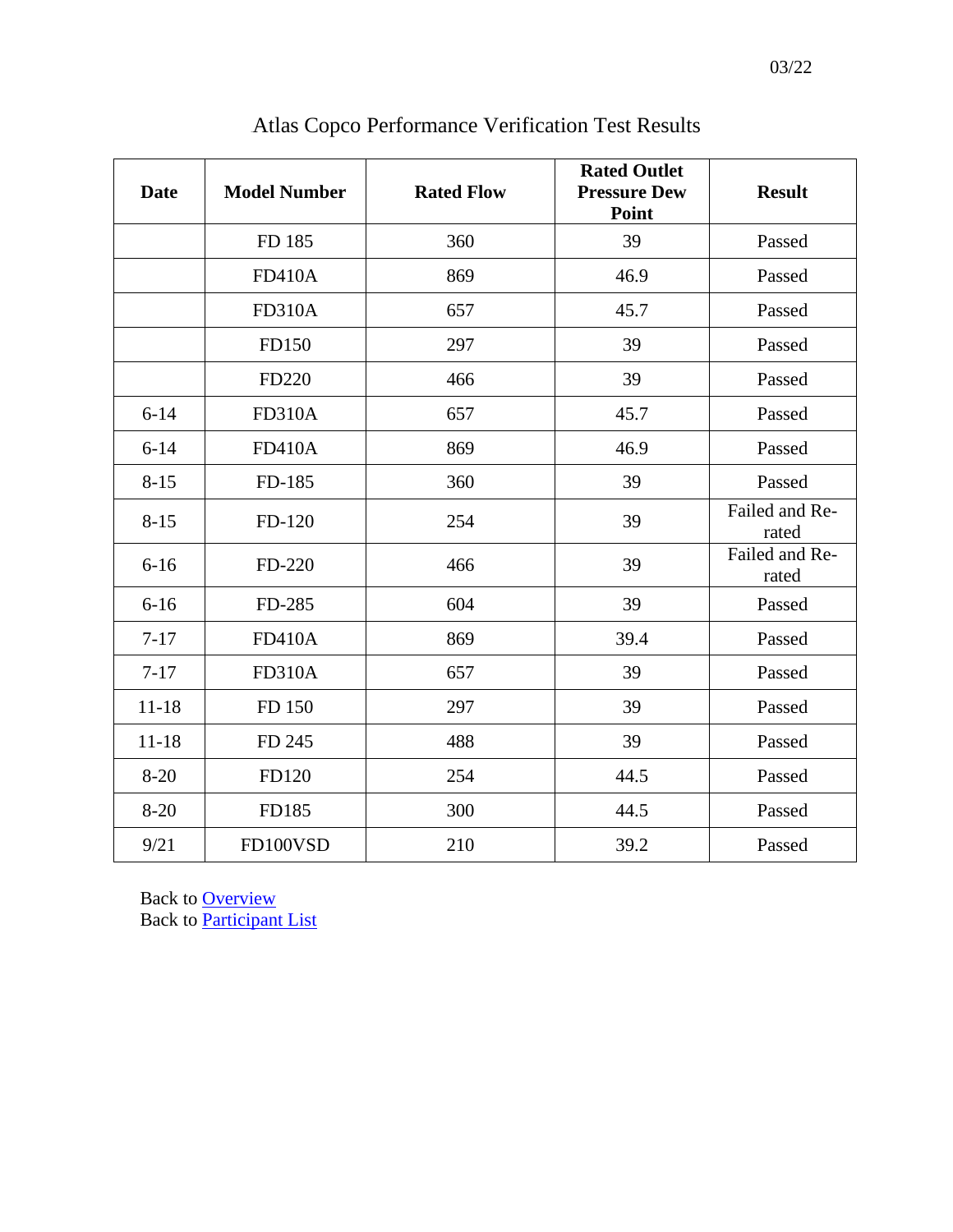# Atlas Copco Performance Verification Test Results

| Date | Model Number | Rated Flow | Rated Outlet Pressure Dew Point | Result |
|---|---|---|---|---|
| | FD 185 | 360 | 39 | Passed |
| | FD410A | 869 | 46.9 | Passed |
| | FD310A | 657 | 45.7 | Passed |
| | FD150 | 297 | 39 | Passed |
| | FD220 | 466 | 39 | Passed |
| 6-14 | FD310A | 657 | 45.7 | Passed |
| 6-14 | FD410A | 869 | 46.9 | Passed |
| 8-15 | FD-185 | 360 | 39 | Passed |
| 8-15 | FD-120 | 254 | 39 | Failed and Re-rated |
| 6-16 | FD-220 | 466 | 39 | Failed and Re-rated |
| 6-16 | FD-285 | 604 | 39 | Passed |
| 7-17 | FD410A | 869 | 39.4 | Passed |
| 7-17 | FD310A | 657 | 39 | Passed |
| 11-18 | FD 150 | 297 | 39 | Passed |
| 11-18 | FD 245 | 488 | 39 | Passed |
| 8-20 | FD120 | 254 | 44.5 | Passed |
| 8-20 | FD185 | 300 | 44.5 | Passed |
| 9/21 | FD100VSD | 210 | 39.2 | Passed |

Back to Overview
Back to Participant List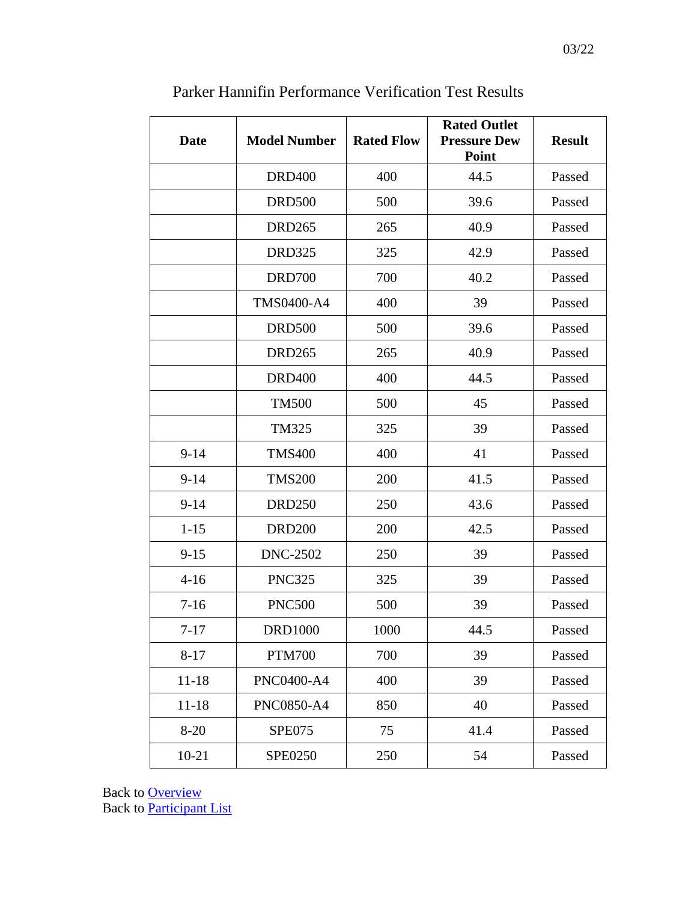Parker Hannifin Performance Verification Test Results

| Date | Model Number | Rated Flow | Rated Outlet Pressure Dew Point | Result |
|---|---|---|---|---|
| | DRD400 | 400 | 44.5 | Passed |
| | DRD500 | 500 | 39.6 | Passed |
| | DRD265 | 265 | 40.9 | Passed |
| | DRD325 | 325 | 42.9 | Passed |
| | DRD700 | 700 | 40.2 | Passed |
| | TMS0400-A4 | 400 | 39 | Passed |
| | DRD500 | 500 | 39.6 | Passed |
| | DRD265 | 265 | 40.9 | Passed |
| | DRD400 | 400 | 44.5 | Passed |
| | TM500 | 500 | 45 | Passed |
| | TM325 | 325 | 39 | Passed |
| 9-14 | TMS400 | 400 | 41 | Passed |
| 9-14 | TMS200 | 200 | 41.5 | Passed |
| 9-14 | DRD250 | 250 | 43.6 | Passed |
| 1-15 | DRD200 | 200 | 42.5 | Passed |
| 9-15 | DNC-2502 | 250 | 39 | Passed |
| 4-16 | PNC325 | 325 | 39 | Passed |
| 7-16 | PNC500 | 500 | 39 | Passed |
| 7-17 | DRD1000 | 1000 | 44.5 | Passed |
| 8-17 | PTM700 | 700 | 39 | Passed |
| 11-18 | PNC0400-A4 | 400 | 39 | Passed |
| 11-18 | PNC0850-A4 | 850 | 40 | Passed |
| 8-20 | SPE075 | 75 | 41.4 | Passed |
| 10-21 | SPE0250 | 250 | 54 | Passed |

Back to Overview
Back to Participant List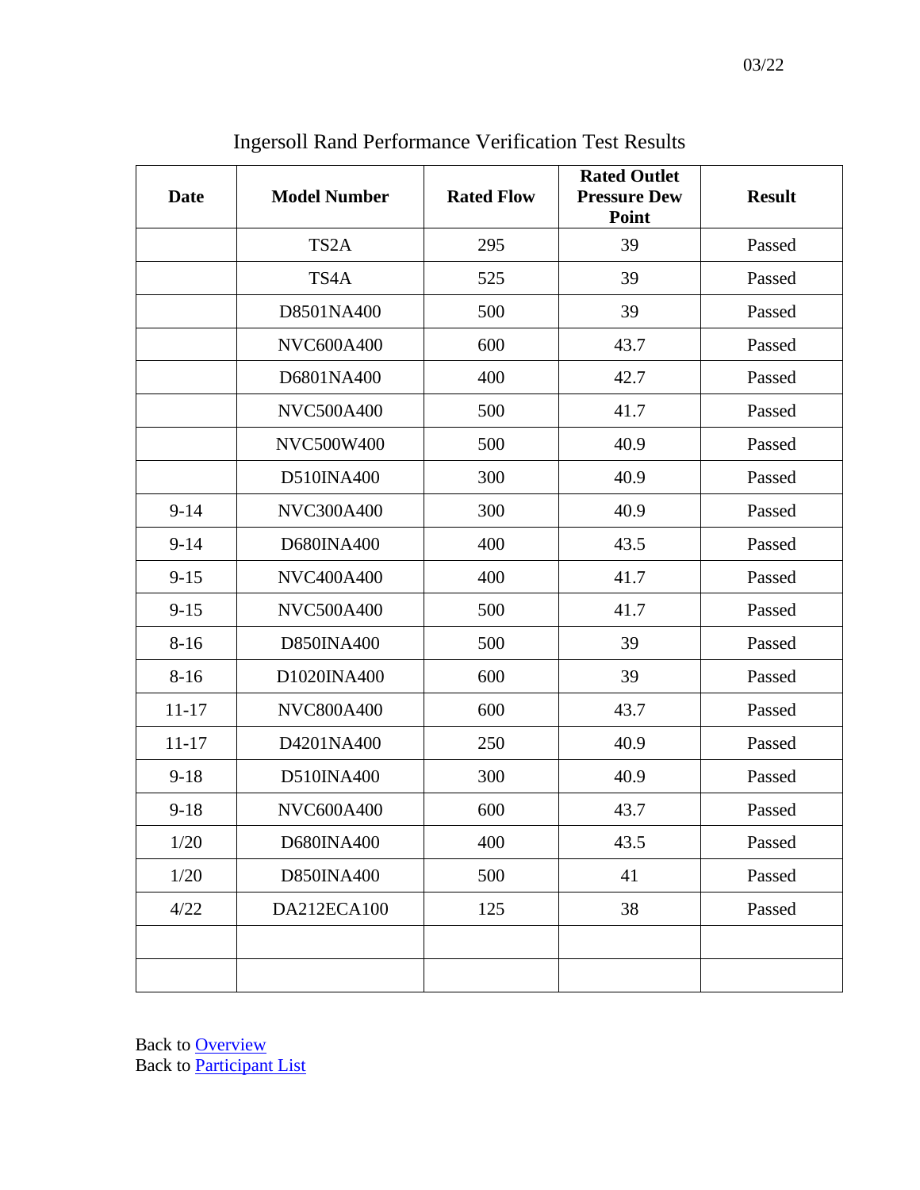# Ingersoll Rand Performance Verification Test Results

| Date | Model Number | Rated Flow | Rated Outlet Pressure Dew Point | Result |
|---|---|---|---|---|
| | TS2A | 295 | 39 | Passed |
| | TS4A | 525 | 39 | Passed |
| | D8501NA400 | 500 | 39 | Passed |
| | NVC600A400 | 600 | 43.7 | Passed |
| | D6801NA400 | 400 | 42.7 | Passed |
| | NVC500A400 | 500 | 41.7 | Passed |
| | NVC500W400 | 500 | 40.9 | Passed |
| | D510INA400 | 300 | 40.9 | Passed |
| 9-14 | NVC300A400 | 300 | 40.9 | Passed |
| 9-14 | D680INA400 | 400 | 43.5 | Passed |
| 9-15 | NVC400A400 | 400 | 41.7 | Passed |
| 9-15 | NVC500A400 | 500 | 41.7 | Passed |
| 8-16 | D850INA400 | 500 | 39 | Passed |
| 8-16 | D1020INA400 | 600 | 39 | Passed |
| 11-17 | NVC800A400 | 600 | 43.7 | Passed |
| 11-17 | D4201NA400 | 250 | 40.9 | Passed |
| 9-18 | D510INA400 | 300 | 40.9 | Passed |
| 9-18 | NVC600A400 | 600 | 43.7 | Passed |
| 1/20 | D680INA400 | 400 | 43.5 | Passed |
| 1/20 | D850INA400 | 500 | 41 | Passed |
| 4/22 | DA212ECA100 | 125 | 38 | Passed |
| | | | | |
| | | | | |

Back to Overview
Back to Participant List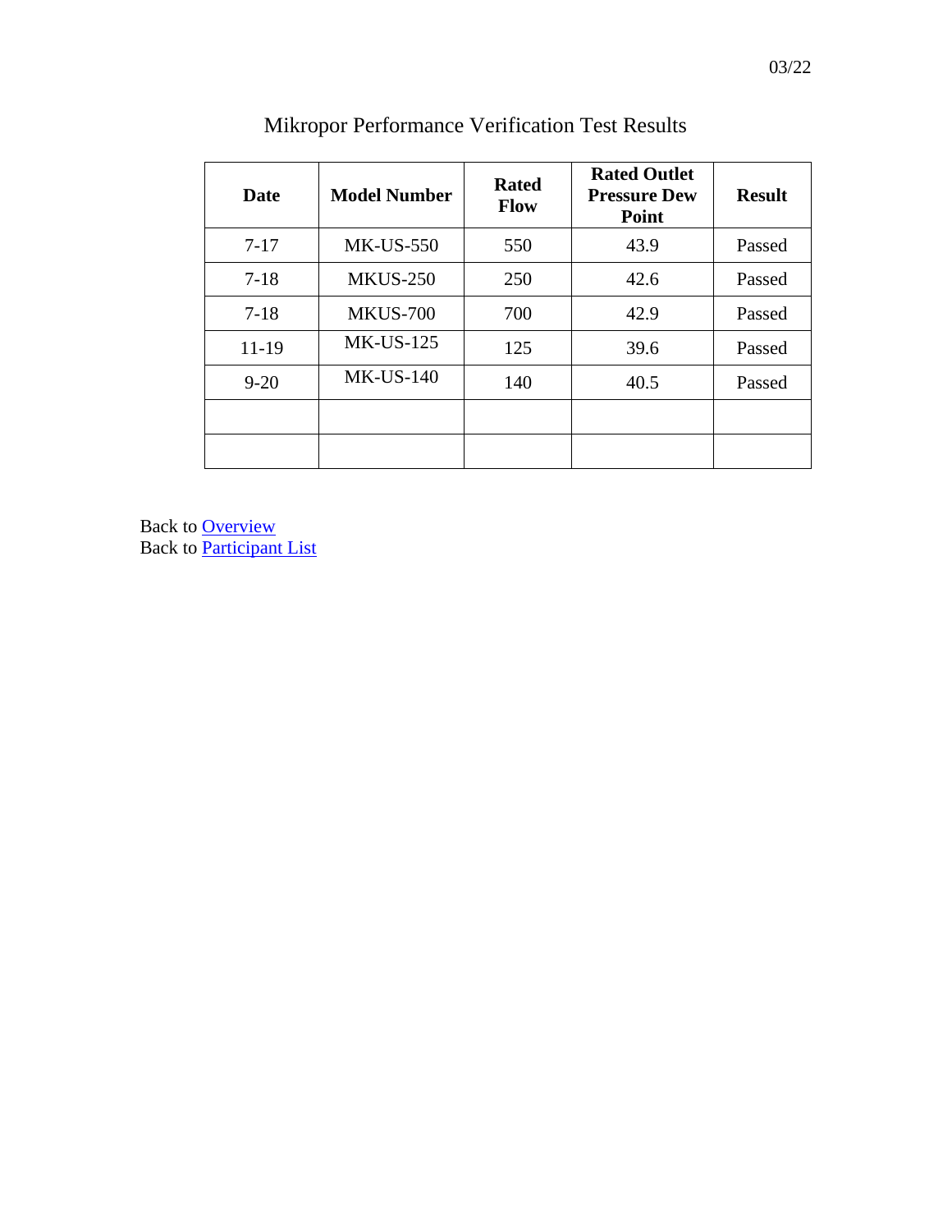03/22

# Mikropor Performance Verification Test Results

| Date | Model Number | Rated Flow | Rated Outlet Pressure Dew Point | Result |
|---|---|---|---|---|
| 7-17 | MK-US-550 | 550 | 43.9 | Passed |
| 7-18 | MKUS-250 | 250 | 42.6 | Passed |
| 7-18 | MKUS-700 | 700 | 42.9 | Passed |
| 11-19 | MK-US-125 | 125 | 39.6 | Passed |
| 9-20 | MK-US-140 | 140 | 40.5 | Passed |
| | | | | |
| | | | | |

Back to Overview
Back to Participant List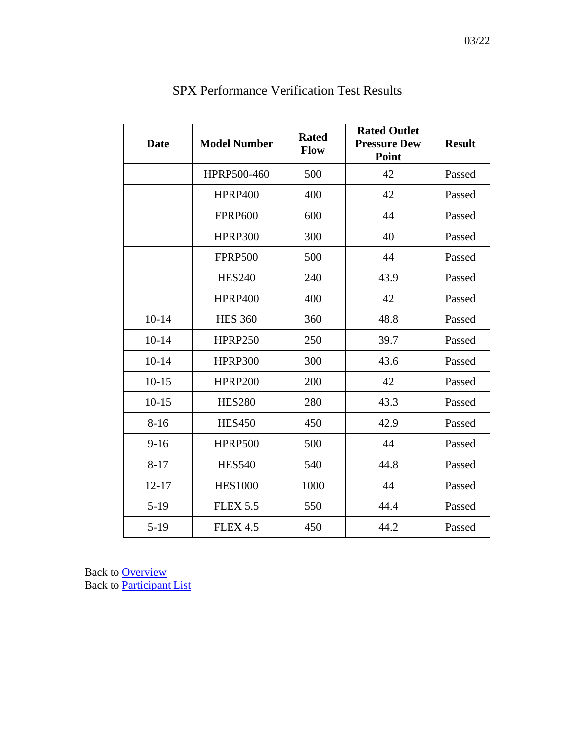# SPX Performance Verification Test Results

| Date | Model Number | Rated Flow | Rated Outlet Pressure Dew Point | Result |
|---|---|---|---|---|
| | HPRP500-460 | 500 | 42 | Passed |
| | HPRP400 | 400 | 42 | Passed |
| | FPRP600 | 600 | 44 | Passed |
| | HPRP300 | 300 | 40 | Passed |
| | FPRP500 | 500 | 44 | Passed |
| | HES240 | 240 | 43.9 | Passed |
| | HPRP400 | 400 | 42 | Passed |
| 10-14 | HES 360 | 360 | 48.8 | Passed |
| 10-14 | HPRP250 | 250 | 39.7 | Passed |
| 10-14 | HPRP300 | 300 | 43.6 | Passed |
| 10-15 | HPRP200 | 200 | 42 | Passed |
| 10-15 | HES280 | 280 | 43.3 | Passed |
| 8-16 | HES450 | 450 | 42.9 | Passed |
| 9-16 | HPRP500 | 500 | 44 | Passed |
| 8-17 | HES540 | 540 | 44.8 | Passed |
| 12-17 | HES1000 | 1000 | 44 | Passed |
| 5-19 | FLEX 5.5 | 550 | 44.4 | Passed |
| 5-19 | FLEX 4.5 | 450 | 44.2 | Passed |

Back to Overview
Back to Participant List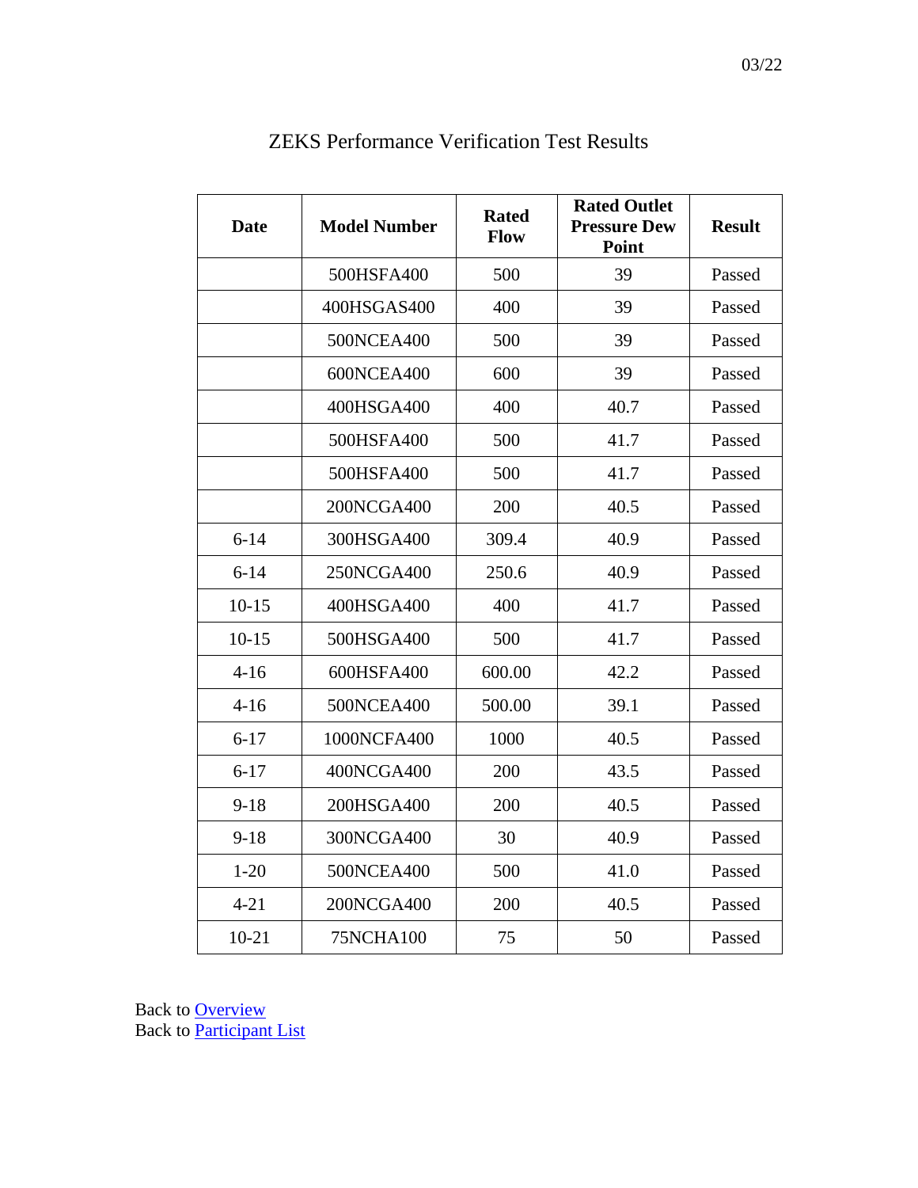# ZEKS Performance Verification Test Results

| Date | Model Number | Rated Flow | Rated Outlet Pressure Dew Point | Result |
|---|---|---|---|---|
| | 500HSFA400 | 500 | 39 | Passed |
| | 400HSGAS400 | 400 | 39 | Passed |
| | 500NCEA400 | 500 | 39 | Passed |
| | 600NCEA400 | 600 | 39 | Passed |
| | 400HSGA400 | 400 | 40.7 | Passed |
| | 500HSFA400 | 500 | 41.7 | Passed |
| | 500HSFA400 | 500 | 41.7 | Passed |
| | 200NCGA400 | 200 | 40.5 | Passed |
| 6-14 | 300HSGA400 | 309.4 | 40.9 | Passed |
| 6-14 | 250NCGA400 | 250.6 | 40.9 | Passed |
| 10-15 | 400HSGA400 | 400 | 41.7 | Passed |
| 10-15 | 500HSGA400 | 500 | 41.7 | Passed |
| 4-16 | 600HSFA400 | 600.00 | 42.2 | Passed |
| 4-16 | 500NCEA400 | 500.00 | 39.1 | Passed |
| 6-17 | 1000NCFA400 | 1000 | 40.5 | Passed |
| 6-17 | 400NCGA400 | 200 | 43.5 | Passed |
| 9-18 | 200HSGA400 | 200 | 40.5 | Passed |
| 9-18 | 300NCGA400 | 30 | 40.9 | Passed |
| 1-20 | 500NCEA400 | 500 | 41.0 | Passed |
| 4-21 | 200NCGA400 | 200 | 40.5 | Passed |
| 10-21 | 75NCHA100 | 75 | 50 | Passed |

Back to Overview
Back to Participant List